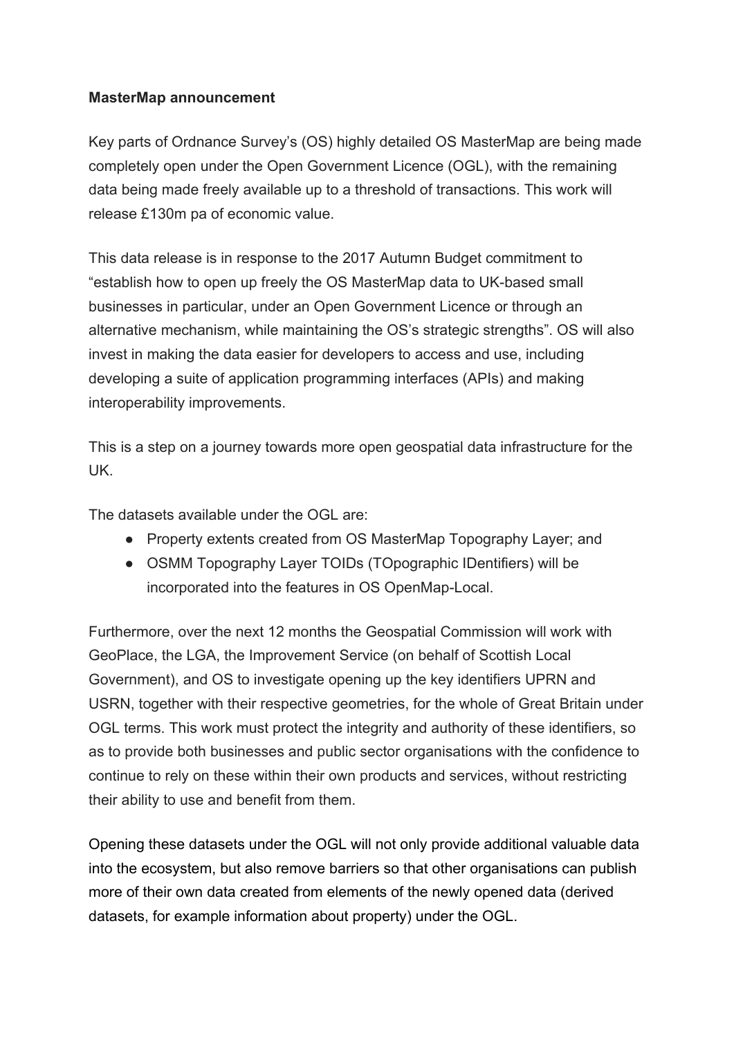**MasterMap announcement**

Key parts of Ordnance Survey's (OS) highly detailed OS MasterMap are being made completely open under the Open Government Licence (OGL), with the remaining data being made freely available up to a threshold of transactions. This work will release £130m pa of economic value.

This data release is in response to the 2017 Autumn Budget commitment to "establish how to open up freely the OS MasterMap data to UK-based small businesses in particular, under an Open Government Licence or through an alternative mechanism, while maintaining the OS's strategic strengths". OS will also invest in making the data easier for developers to access and use, including developing a suite of application programming interfaces (APIs) and making interoperability improvements.

This is a step on a journey towards more open geospatial data infrastructure for the UK.

The datasets available under the OGL are:

- Property extents created from OS MasterMap Topography Layer; and
- OSMM Topography Layer TOIDs (TOpographic IDentifiers) will be incorporated into the features in OS OpenMap-Local.

Furthermore, over the next 12 months the Geospatial Commission will work with GeoPlace, the LGA, the Improvement Service (on behalf of Scottish Local Government), and OS to investigate opening up the key identifiers UPRN and USRN, together with their respective geometries, for the whole of Great Britain under OGL terms. This work must protect the integrity and authority of these identifiers, so as to provide both businesses and public sector organisations with the confidence to continue to rely on these within their own products and services, without restricting their ability to use and benefit from them.

Opening these datasets under the OGL will not only provide additional valuable data into the ecosystem, but also remove barriers so that other organisations can publish more of their own data created from elements of the newly opened data (derived datasets, for example information about property) under the OGL.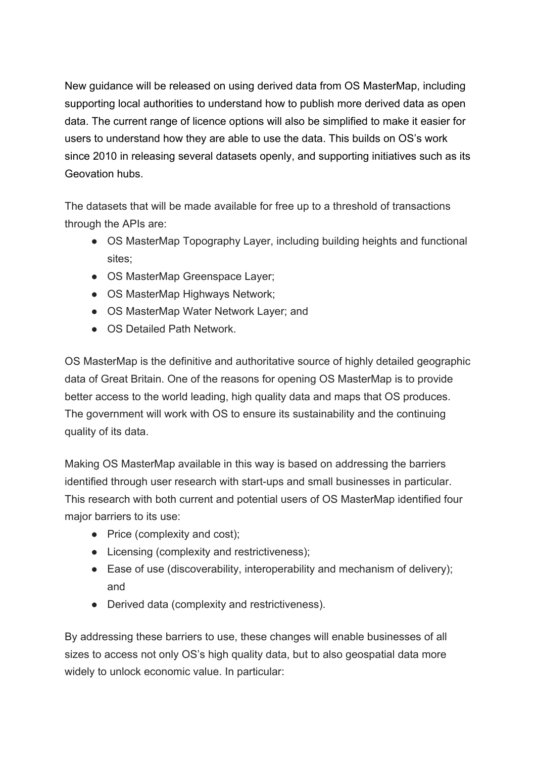New guidance will be released on using derived data from OS MasterMap, including supporting local authorities to understand how to publish more derived data as open data. The current range of licence options will also be simplified to make it easier for users to understand how they are able to use the data. This builds on OS's work since 2010 in releasing several datasets openly, and supporting initiatives such as its Geovation hubs.

The datasets that will be made available for free up to a threshold of transactions through the APIs are:

- OS MasterMap Topography Layer, including building heights and functional sites;
- OS MasterMap Greenspace Layer;
- OS MasterMap Highways Network;
- OS MasterMap Water Network Layer; and
- OS Detailed Path Network.

OS MasterMap is the definitive and authoritative source of highly detailed geographic data of Great Britain. One of the reasons for opening OS MasterMap is to provide better access to the world leading, high quality data and maps that OS produces. The government will work with OS to ensure its sustainability and the continuing quality of its data.

Making OS MasterMap available in this way is based on addressing the barriers identified through user research with start-ups and small businesses in particular. This research with both current and potential users of OS MasterMap identified four major barriers to its use:

- Price (complexity and cost);
- Licensing (complexity and restrictiveness);
- Ease of use (discoverability, interoperability and mechanism of delivery); and
- Derived data (complexity and restrictiveness).

By addressing these barriers to use, these changes will enable businesses of all sizes to access not only OS's high quality data, but to also geospatial data more widely to unlock economic value. In particular: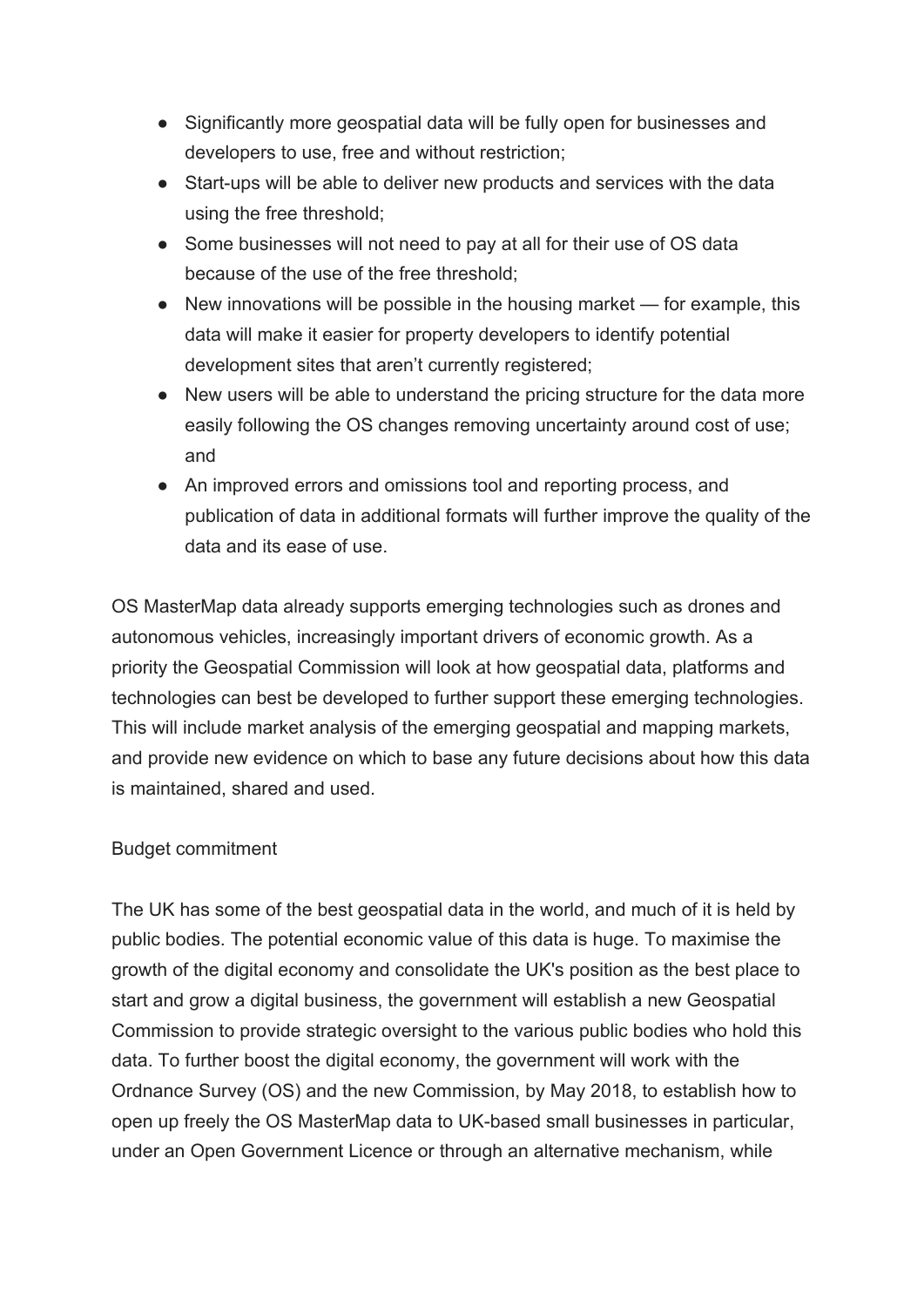- Significantly more geospatial data will be fully open for businesses and developers to use, free and without restriction;
- Start-ups will be able to deliver new products and services with the data using the free threshold;
- Some businesses will not need to pay at all for their use of OS data because of the use of the free threshold;
- New innovations will be possible in the housing market — for example, this data will make it easier for property developers to identify potential development sites that aren't currently registered;
- New users will be able to understand the pricing structure for the data more easily following the OS changes removing uncertainty around cost of use; and
- An improved errors and omissions tool and reporting process, and publication of data in additional formats will further improve the quality of the data and its ease of use.

OS MasterMap data already supports emerging technologies such as drones and autonomous vehicles, increasingly important drivers of economic growth. As a priority the Geospatial Commission will look at how geospatial data, platforms and technologies can best be developed to further support these emerging technologies. This will include market analysis of the emerging geospatial and mapping markets, and provide new evidence on which to base any future decisions about how this data is maintained, shared and used.

Budget commitment

The UK has some of the best geospatial data in the world, and much of it is held by public bodies. The potential economic value of this data is huge. To maximise the growth of the digital economy and consolidate the UK's position as the best place to start and grow a digital business, the government will establish a new Geospatial Commission to provide strategic oversight to the various public bodies who hold this data. To further boost the digital economy, the government will work with the Ordnance Survey (OS) and the new Commission, by May 2018, to establish how to open up freely the OS MasterMap data to UK-based small businesses in particular, under an Open Government Licence or through an alternative mechanism, while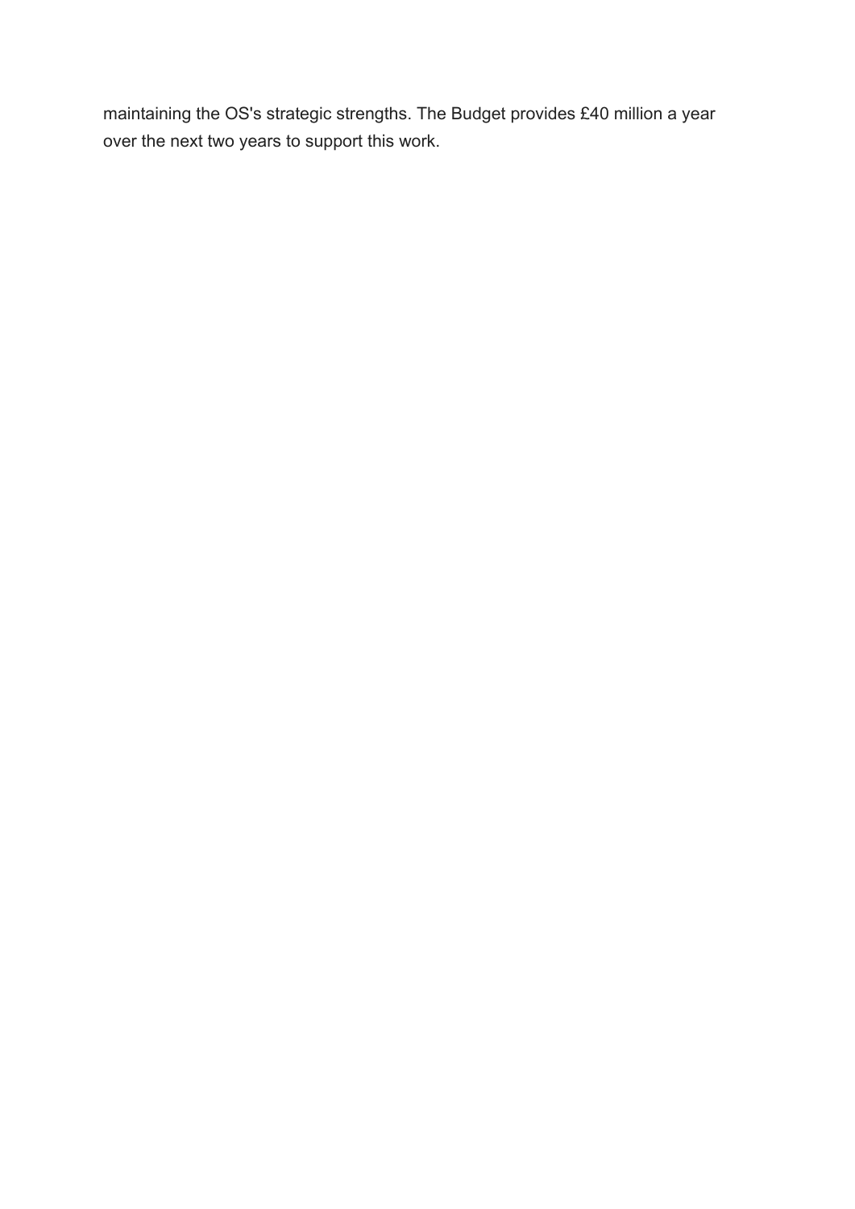maintaining the OS's strategic strengths. The Budget provides £40 million a year over the next two years to support this work.